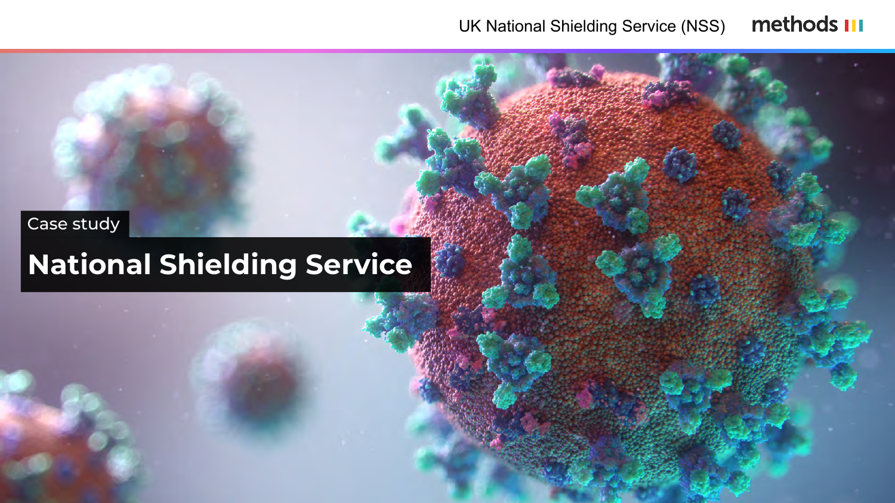Case study

# National Shielding Service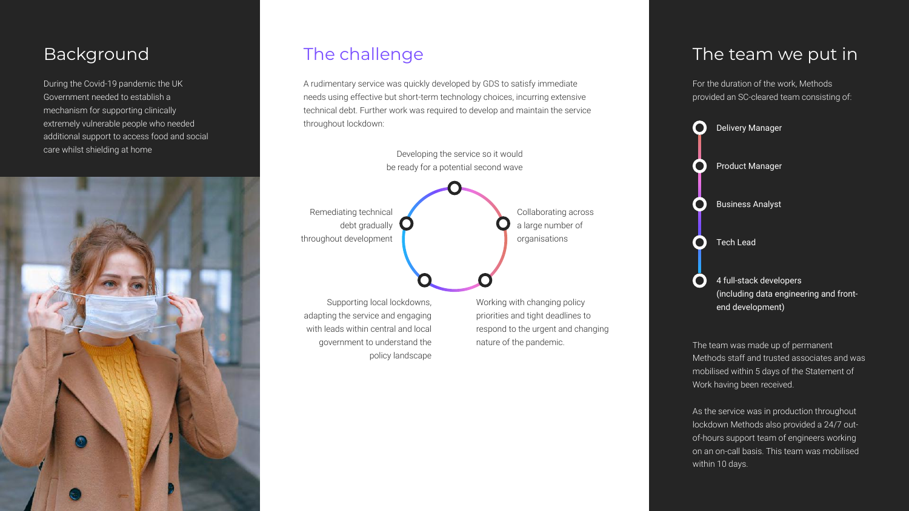## Background

During the Covid-19 pandemic the UK Government needed to establish a mechanism for supporting clinically extremely vulnerable people who needed additional support to access food and social care whilst shielding at home

## The challenge

A rudimentary service was quickly developed by GDS to satisfy immediate needs using effective but short-term technology choices, incurring extensive technical debt. Further work was required to develop and maintain the service throughout lockdown:

- Developing the service so it would be ready for a potential second wave
- Collaborating across a large number of organisations
- Working with changing policy priorities and tight deadlines to respond to the urgent and changing nature of the pandemic.
- Supporting local lockdowns, adapting the service and engaging with leads within central and local government to understand the policy landscape
- Remediating technical debt gradually throughout development

## The team we put in

For the duration of the work, Methods provided an SC-cleared team consisting of:

- Delivery Manager
- Product Manager
- Business Analyst
- Tech Lead
- 4 full-stack developers (including data engineering and front-end development)

The team was made up of permanent Methods staff and trusted associates and was mobilised within 5 days of the Statement of Work having been received.

As the service was in production throughout lockdown Methods also provided a 24/7 out-of-hours support team of engineers working on an on-call basis. This team was mobilised within 10 days.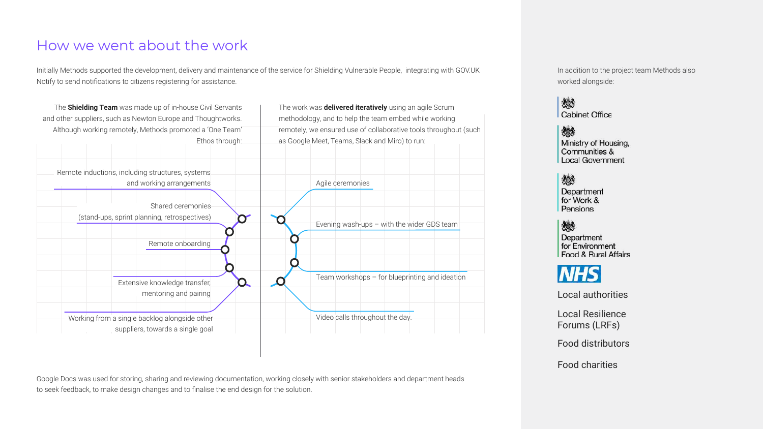# How we went about the work

Initially Methods supported the development, delivery and maintenance of the service for Shielding Vulnerable People, integrating with GOV.UK Notify to send notifications to citizens registering for assistance.

The **Shielding Team** was made up of in-house Civil Servants and other suppliers, such as Newton Europe and Thoughtworks. Although working remotely, Methods promoted a 'One Team' Ethos through:

- Remote inductions, including structures, systems and working arrangements
- Shared ceremonies (stand-ups, sprint planning, retrospectives)
- Remote onboarding
- Extensive knowledge transfer, mentoring and pairing
- Working from a single backlog alongside other suppliers, towards a single goal

The work was **delivered iteratively** using an agile Scrum methodology, and to help the team embed while working remotely, we ensured use of collaborative tools throughout (such as Google Meet, Teams, Slack and Miro) to run:

- Agile ceremonies
- Evening wash-ups – with the wider GDS team
- Team workshops – for blueprinting and ideation
- Video calls throughout the day.

Google Docs was used for storing, sharing and reviewing documentation, working closely with senior stakeholders and department heads to seek feedback, to make design changes and to finalise the end design for the solution.

In addition to the project team Methods also worked alongside:

- Cabinet Office
- Ministry of Housing, Communities & Local Government
- Department for Work & Pensions
- Department for Environment Food & Rural Affairs
- NHS
- Local authorities
- Local Resilience Forums (LRFs)
- Food distributors
- Food charities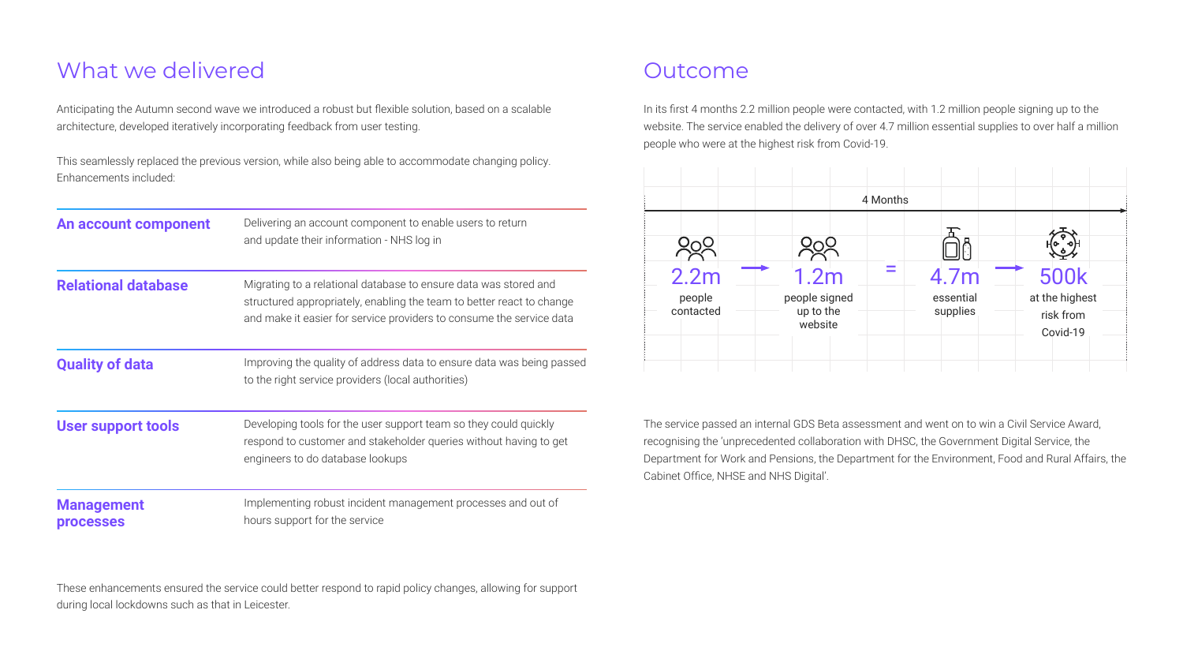## What we delivered

Anticipating the Autumn second wave we introduced a robust but flexible solution, based on a scalable architecture, developed iteratively incorporating feedback from user testing.

This seamlessly replaced the previous version, while also being able to accommodate changing policy. Enhancements included:

| | |
|---|---|
| **An account component** | Delivering an account component to enable users to return and update their information - NHS log in |
| **Relational database** | Migrating to a relational database to ensure data was stored and structured appropriately, enabling the team to better react to change and make it easier for service providers to consume the service data |
| **Quality of data** | Improving the quality of address data to ensure data was being passed to the right service providers (local authorities) |
| **User support tools** | Developing tools for the user support team so they could quickly respond to customer and stakeholder queries without having to get engineers to do database lookups |
| **Management processes** | Implementing robust incident management processes and out of hours support for the service |

These enhancements ensured the service could better respond to rapid policy changes, allowing for support during local lockdowns such as that in Leicester.

## Outcome

In its first 4 months 2.2 million people were contacted, with 1.2 million people signing up to the website. The service enabled the delivery of over 4.7 million essential supplies to over half a million people who were at the highest risk from Covid-19.

4 Months

**2.2m** people contacted → **1.2m** people signed up to the website = **4.7m** essential supplies → **500k** at the highest risk from Covid-19

The service passed an internal GDS Beta assessment and went on to win a Civil Service Award, recognising the 'unprecedented collaboration with DHSC, the Government Digital Service, the Department for Work and Pensions, the Department for the Environment, Food and Rural Affairs, the Cabinet Office, NHSE and NHS Digital'.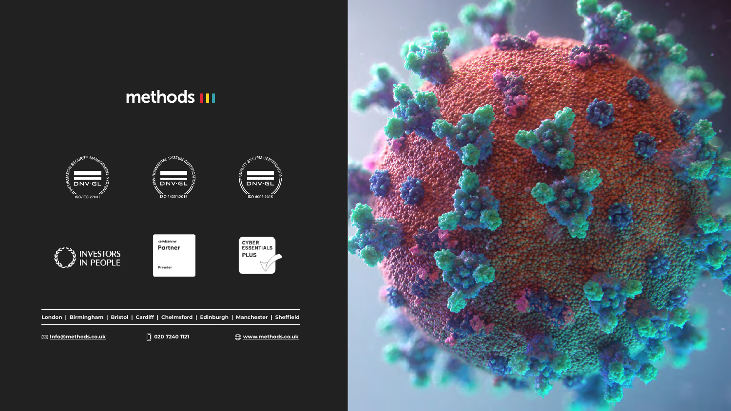methods

London | Birmingham | Bristol | Cardiff | Chelmsford | Edinburgh | Manchester | Sheffield

Info@methods.co.uk 020 7240 1121 www.methods.co.uk